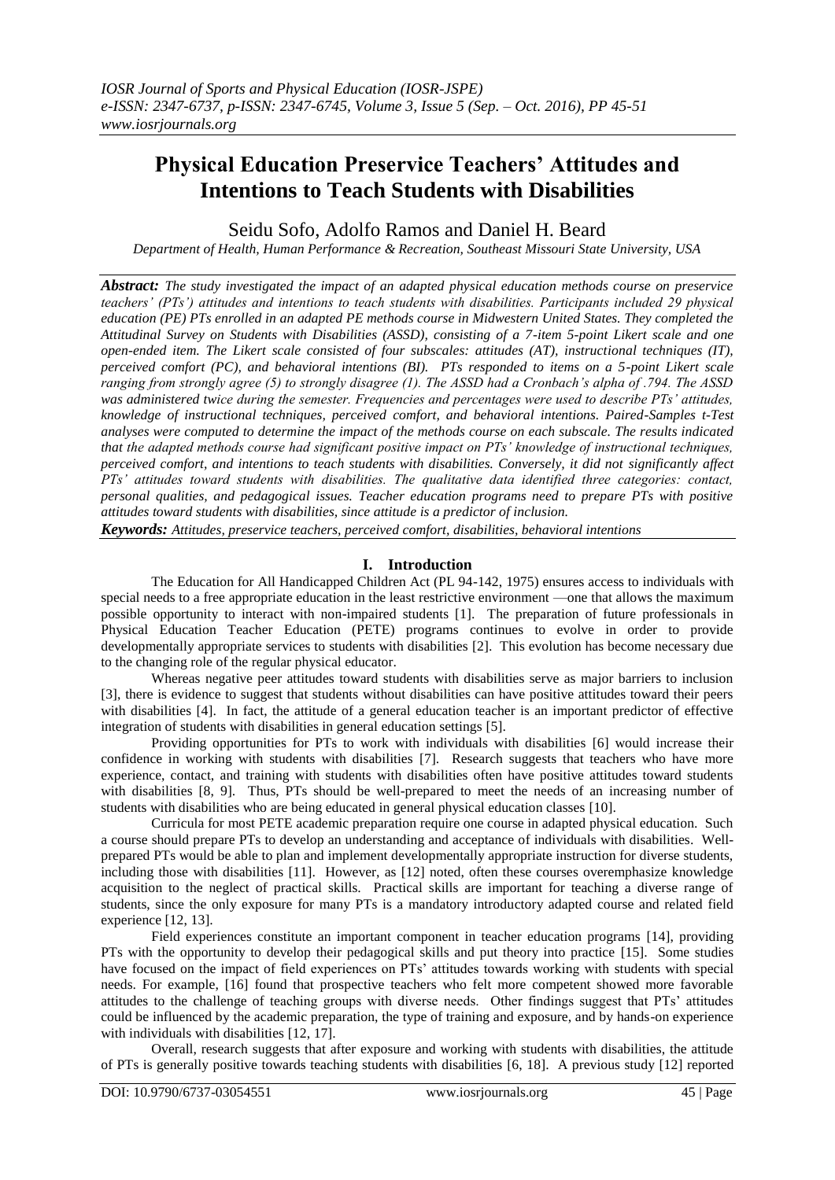# Physical Education Preservice Teachers' Attitudes and Intentions to Teach Students with Disabilities

Seidu Sofo, Adolfo Ramos and Daniel H. Beard

*Department of Health, Human Performance & Recreation, Southeast Missouri State University, USA*

***Abstract:*** *The study investigated the impact of an adapted physical education methods course on preservice teachers' (PTs') attitudes and intentions to teach students with disabilities. Participants included 29 physical education (PE) PTs enrolled in an adapted PE methods course in Midwestern United States. They completed the Attitudinal Survey on Students with Disabilities (ASSD), consisting of a 7-item 5-point Likert scale and one open-ended item. The Likert scale consisted of four subscales: attitudes (AT), instructional techniques (IT), perceived comfort (PC), and behavioral intentions (BI). PTs responded to items on a 5-point Likert scale ranging from strongly agree (5) to strongly disagree (1). The ASSD had a Cronbach's alpha of .794. The ASSD was administered twice during the semester. Frequencies and percentages were used to describe PTs' attitudes, knowledge of instructional techniques, perceived comfort, and behavioral intentions. Paired-Samples t-Test analyses were computed to determine the impact of the methods course on each subscale. The results indicated that the adapted methods course had significant positive impact on PTs' knowledge of instructional techniques, perceived comfort, and intentions to teach students with disabilities. Conversely, it did not significantly affect PTs' attitudes toward students with disabilities. The qualitative data identified three categories: contact, personal qualities, and pedagogical issues. Teacher education programs need to prepare PTs with positive attitudes toward students with disabilities, since attitude is a predictor of inclusion.*

***Keywords:*** *Attitudes, preservice teachers, perceived comfort, disabilities, behavioral intentions*

## I. Introduction

The Education for All Handicapped Children Act (PL 94-142, 1975) ensures access to individuals with special needs to a free appropriate education in the least restrictive environment —one that allows the maximum possible opportunity to interact with non-impaired students [1]. The preparation of future professionals in Physical Education Teacher Education (PETE) programs continues to evolve in order to provide developmentally appropriate services to students with disabilities [2]. This evolution has become necessary due to the changing role of the regular physical educator.

Whereas negative peer attitudes toward students with disabilities serve as major barriers to inclusion [3], there is evidence to suggest that students without disabilities can have positive attitudes toward their peers with disabilities [4]. In fact, the attitude of a general education teacher is an important predictor of effective integration of students with disabilities in general education settings [5].

Providing opportunities for PTs to work with individuals with disabilities [6] would increase their confidence in working with students with disabilities [7]. Research suggests that teachers who have more experience, contact, and training with students with disabilities often have positive attitudes toward students with disabilities [8, 9]. Thus, PTs should be well-prepared to meet the needs of an increasing number of students with disabilities who are being educated in general physical education classes [10].

Curricula for most PETE academic preparation require one course in adapted physical education. Such a course should prepare PTs to develop an understanding and acceptance of individuals with disabilities. Well-prepared PTs would be able to plan and implement developmentally appropriate instruction for diverse students, including those with disabilities [11]. However, as [12] noted, often these courses overemphasize knowledge acquisition to the neglect of practical skills. Practical skills are important for teaching a diverse range of students, since the only exposure for many PTs is a mandatory introductory adapted course and related field experience [12, 13].

Field experiences constitute an important component in teacher education programs [14], providing PTs with the opportunity to develop their pedagogical skills and put theory into practice [15]. Some studies have focused on the impact of field experiences on PTs' attitudes towards working with students with special needs. For example, [16] found that prospective teachers who felt more competent showed more favorable attitudes to the challenge of teaching groups with diverse needs. Other findings suggest that PTs' attitudes could be influenced by the academic preparation, the type of training and exposure, and by hands-on experience with individuals with disabilities [12, 17].

Overall, research suggests that after exposure and working with students with disabilities, the attitude of PTs is generally positive towards teaching students with disabilities [6, 18]. A previous study [12] reported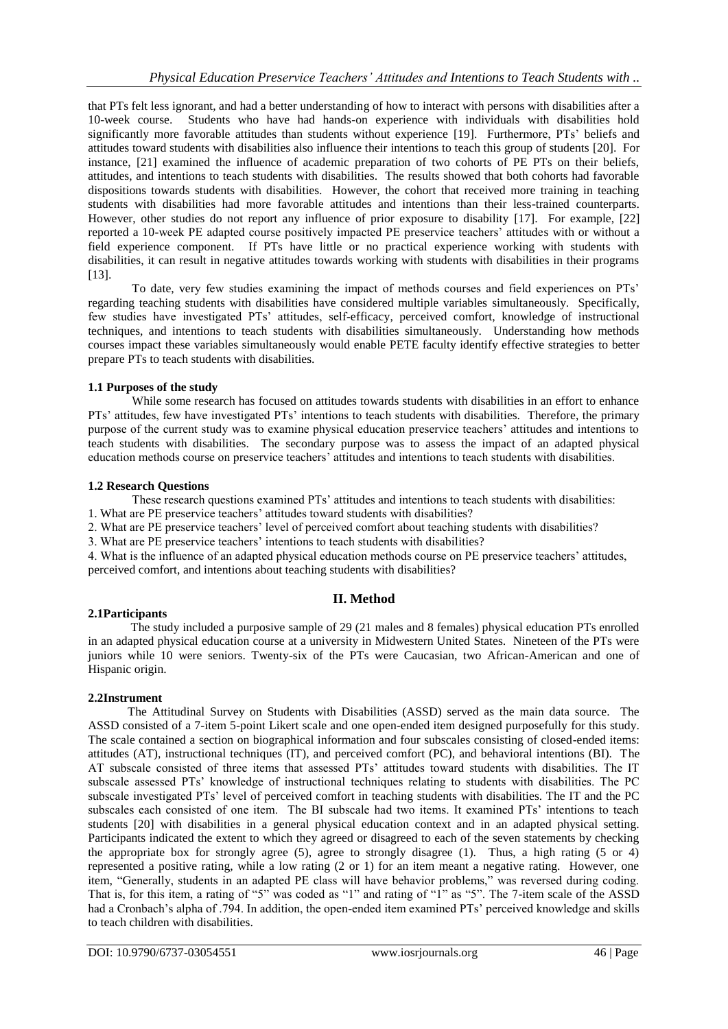that PTs felt less ignorant, and had a better understanding of how to interact with persons with disabilities after a 10-week course. Students who have had hands-on experience with individuals with disabilities hold significantly more favorable attitudes than students without experience [19]. Furthermore, PTs' beliefs and attitudes toward students with disabilities also influence their intentions to teach this group of students [20]. For instance, [21] examined the influence of academic preparation of two cohorts of PE PTs on their beliefs, attitudes, and intentions to teach students with disabilities. The results showed that both cohorts had favorable dispositions towards students with disabilities. However, the cohort that received more training in teaching students with disabilities had more favorable attitudes and intentions than their less-trained counterparts. However, other studies do not report any influence of prior exposure to disability [17]. For example, [22] reported a 10-week PE adapted course positively impacted PE preservice teachers' attitudes with or without a field experience component. If PTs have little or no practical experience working with students with disabilities, it can result in negative attitudes towards working with students with disabilities in their programs [13].

To date, very few studies examining the impact of methods courses and field experiences on PTs' regarding teaching students with disabilities have considered multiple variables simultaneously. Specifically, few studies have investigated PTs' attitudes, self-efficacy, perceived comfort, knowledge of instructional techniques, and intentions to teach students with disabilities simultaneously. Understanding how methods courses impact these variables simultaneously would enable PETE faculty identify effective strategies to better prepare PTs to teach students with disabilities.

### 1.1 Purposes of the study

While some research has focused on attitudes towards students with disabilities in an effort to enhance PTs' attitudes, few have investigated PTs' intentions to teach students with disabilities. Therefore, the primary purpose of the current study was to examine physical education preservice teachers' attitudes and intentions to teach students with disabilities. The secondary purpose was to assess the impact of an adapted physical education methods course on preservice teachers' attitudes and intentions to teach students with disabilities.

### 1.2 Research Questions

These research questions examined PTs' attitudes and intentions to teach students with disabilities:

1. What are PE preservice teachers' attitudes toward students with disabilities?
2. What are PE preservice teachers' level of perceived comfort about teaching students with disabilities?
3. What are PE preservice teachers' intentions to teach students with disabilities?
4. What is the influence of an adapted physical education methods course on PE preservice teachers' attitudes, perceived comfort, and intentions about teaching students with disabilities?

## II. Method

### 2.1Participants

The study included a purposive sample of 29 (21 males and 8 females) physical education PTs enrolled in an adapted physical education course at a university in Midwestern United States. Nineteen of the PTs were juniors while 10 were seniors. Twenty-six of the PTs were Caucasian, two African-American and one of Hispanic origin.

### 2.2Instrument

The Attitudinal Survey on Students with Disabilities (ASSD) served as the main data source. The ASSD consisted of a 7-item 5-point Likert scale and one open-ended item designed purposefully for this study. The scale contained a section on biographical information and four subscales consisting of closed-ended items: attitudes (AT), instructional techniques (IT), and perceived comfort (PC), and behavioral intentions (BI). The AT subscale consisted of three items that assessed PTs' attitudes toward students with disabilities. The IT subscale assessed PTs' knowledge of instructional techniques relating to students with disabilities. The PC subscale investigated PTs' level of perceived comfort in teaching students with disabilities. The IT and the PC subscales each consisted of one item. The BI subscale had two items. It examined PTs' intentions to teach students [20] with disabilities in a general physical education context and in an adapted physical setting. Participants indicated the extent to which they agreed or disagreed to each of the seven statements by checking the appropriate box for strongly agree (5), agree to strongly disagree (1). Thus, a high rating (5 or 4) represented a positive rating, while a low rating (2 or 1) for an item meant a negative rating. However, one item, "Generally, students in an adapted PE class will have behavior problems," was reversed during coding. That is, for this item, a rating of "5" was coded as "1" and rating of "1" as "5". The 7-item scale of the ASSD had a Cronbach's alpha of .794. In addition, the open-ended item examined PTs' perceived knowledge and skills to teach children with disabilities.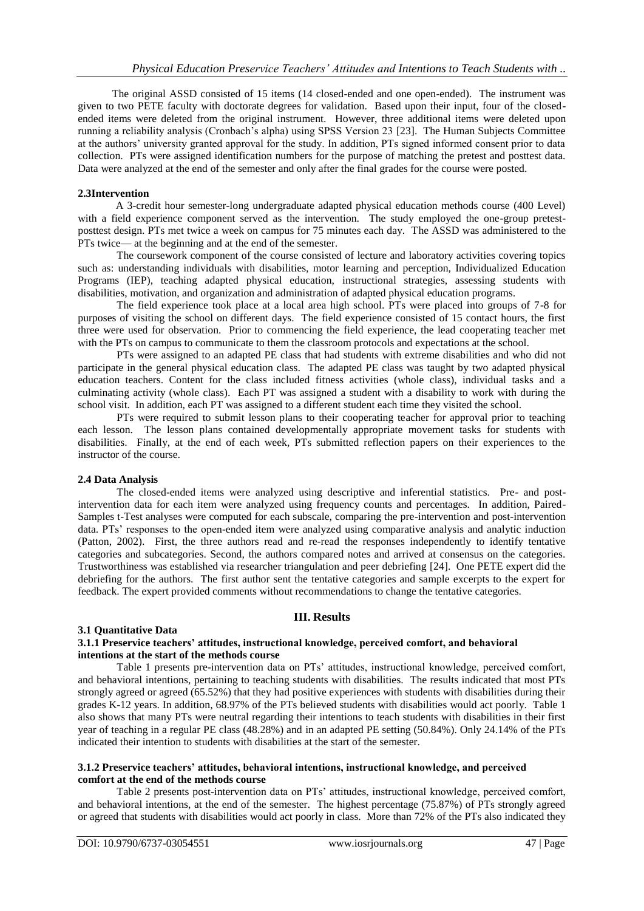The original ASSD consisted of 15 items (14 closed-ended and one open-ended). The instrument was given to two PETE faculty with doctorate degrees for validation. Based upon their input, four of the closed-ended items were deleted from the original instrument. However, three additional items were deleted upon running a reliability analysis (Cronbach's alpha) using SPSS Version 23 [23]. The Human Subjects Committee at the authors' university granted approval for the study. In addition, PTs signed informed consent prior to data collection. PTs were assigned identification numbers for the purpose of matching the pretest and posttest data. Data were analyzed at the end of the semester and only after the final grades for the course were posted.

### 2.3Intervention

A 3-credit hour semester-long undergraduate adapted physical education methods course (400 Level) with a field experience component served as the intervention. The study employed the one-group pretest-posttest design. PTs met twice a week on campus for 75 minutes each day. The ASSD was administered to the PTs twice— at the beginning and at the end of the semester.

The coursework component of the course consisted of lecture and laboratory activities covering topics such as: understanding individuals with disabilities, motor learning and perception, Individualized Education Programs (IEP), teaching adapted physical education, instructional strategies, assessing students with disabilities, motivation, and organization and administration of adapted physical education programs.

The field experience took place at a local area high school. PTs were placed into groups of 7-8 for purposes of visiting the school on different days. The field experience consisted of 15 contact hours, the first three were used for observation. Prior to commencing the field experience, the lead cooperating teacher met with the PTs on campus to communicate to them the classroom protocols and expectations at the school.

PTs were assigned to an adapted PE class that had students with extreme disabilities and who did not participate in the general physical education class. The adapted PE class was taught by two adapted physical education teachers. Content for the class included fitness activities (whole class), individual tasks and a culminating activity (whole class). Each PT was assigned a student with a disability to work with during the school visit. In addition, each PT was assigned to a different student each time they visited the school.

PTs were required to submit lesson plans to their cooperating teacher for approval prior to teaching each lesson. The lesson plans contained developmentally appropriate movement tasks for students with disabilities. Finally, at the end of each week, PTs submitted reflection papers on their experiences to the instructor of the course.

### 2.4 Data Analysis

The closed-ended items were analyzed using descriptive and inferential statistics. Pre- and post-intervention data for each item were analyzed using frequency counts and percentages. In addition, Paired-Samples t-Test analyses were computed for each subscale, comparing the pre-intervention and post-intervention data. PTs' responses to the open-ended item were analyzed using comparative analysis and analytic induction (Patton, 2002). First, the three authors read and re-read the responses independently to identify tentative categories and subcategories. Second, the authors compared notes and arrived at consensus on the categories. Trustworthiness was established via researcher triangulation and peer debriefing [24]. One PETE expert did the debriefing for the authors. The first author sent the tentative categories and sample excerpts to the expert for feedback. The expert provided comments without recommendations to change the tentative categories.

## III. Results

### 3.1 Quantitative Data

#### 3.1.1 Preservice teachers' attitudes, instructional knowledge, perceived comfort, and behavioral intentions at the start of the methods course

Table 1 presents pre-intervention data on PTs' attitudes, instructional knowledge, perceived comfort, and behavioral intentions, pertaining to teaching students with disabilities. The results indicated that most PTs strongly agreed or agreed (65.52%) that they had positive experiences with students with disabilities during their grades K-12 years. In addition, 68.97% of the PTs believed students with disabilities would act poorly. Table 1 also shows that many PTs were neutral regarding their intentions to teach students with disabilities in their first year of teaching in a regular PE class (48.28%) and in an adapted PE setting (50.84%). Only 24.14% of the PTs indicated their intention to students with disabilities at the start of the semester.

#### 3.1.2 Preservice teachers' attitudes, behavioral intentions, instructional knowledge, and perceived comfort at the end of the methods course

Table 2 presents post-intervention data on PTs' attitudes, instructional knowledge, perceived comfort, and behavioral intentions, at the end of the semester. The highest percentage (75.87%) of PTs strongly agreed or agreed that students with disabilities would act poorly in class. More than 72% of the PTs also indicated they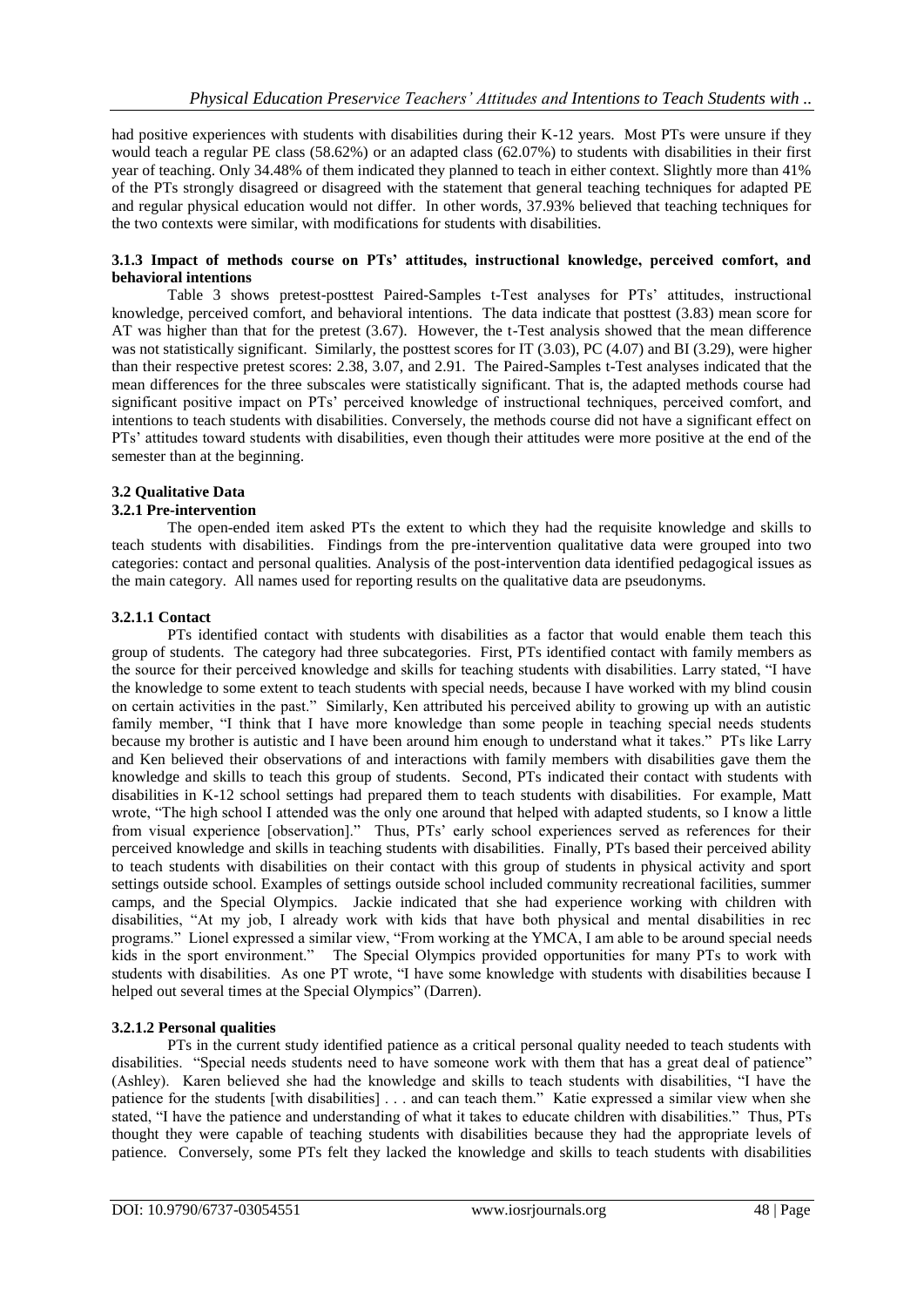had positive experiences with students with disabilities during their K-12 years. Most PTs were unsure if they would teach a regular PE class (58.62%) or an adapted class (62.07%) to students with disabilities in their first year of teaching. Only 34.48% of them indicated they planned to teach in either context. Slightly more than 41% of the PTs strongly disagreed or disagreed with the statement that general teaching techniques for adapted PE and regular physical education would not differ. In other words, 37.93% believed that teaching techniques for the two contexts were similar, with modifications for students with disabilities.

#### 3.1.3 Impact of methods course on PTs' attitudes, instructional knowledge, perceived comfort, and behavioral intentions

Table 3 shows pretest-posttest Paired-Samples t-Test analyses for PTs' attitudes, instructional knowledge, perceived comfort, and behavioral intentions. The data indicate that posttest (3.83) mean score for AT was higher than that for the pretest (3.67). However, the t-Test analysis showed that the mean difference was not statistically significant. Similarly, the posttest scores for IT (3.03), PC (4.07) and BI (3.29), were higher than their respective pretest scores: 2.38, 3.07, and 2.91. The Paired-Samples t-Test analyses indicated that the mean differences for the three subscales were statistically significant. That is, the adapted methods course had significant positive impact on PTs' perceived knowledge of instructional techniques, perceived comfort, and intentions to teach students with disabilities. Conversely, the methods course did not have a significant effect on PTs' attitudes toward students with disabilities, even though their attitudes were more positive at the end of the semester than at the beginning.

### 3.2 Qualitative Data

#### 3.2.1 Pre-intervention

The open-ended item asked PTs the extent to which they had the requisite knowledge and skills to teach students with disabilities. Findings from the pre-intervention qualitative data were grouped into two categories: contact and personal qualities. Analysis of the post-intervention data identified pedagogical issues as the main category. All names used for reporting results on the qualitative data are pseudonyms.

##### 3.2.1.1 Contact

PTs identified contact with students with disabilities as a factor that would enable them teach this group of students. The category had three subcategories. First, PTs identified contact with family members as the source for their perceived knowledge and skills for teaching students with disabilities. Larry stated, "I have the knowledge to some extent to teach students with special needs, because I have worked with my blind cousin on certain activities in the past." Similarly, Ken attributed his perceived ability to growing up with an autistic family member, "I think that I have more knowledge than some people in teaching special needs students because my brother is autistic and I have been around him enough to understand what it takes." PTs like Larry and Ken believed their observations of and interactions with family members with disabilities gave them the knowledge and skills to teach this group of students. Second, PTs indicated their contact with students with disabilities in K-12 school settings had prepared them to teach students with disabilities. For example, Matt wrote, "The high school I attended was the only one around that helped with adapted students, so I know a little from visual experience [observation]." Thus, PTs' early school experiences served as references for their perceived knowledge and skills in teaching students with disabilities. Finally, PTs based their perceived ability to teach students with disabilities on their contact with this group of students in physical activity and sport settings outside school. Examples of settings outside school included community recreational facilities, summer camps, and the Special Olympics. Jackie indicated that she had experience working with children with disabilities, "At my job, I already work with kids that have both physical and mental disabilities in rec programs." Lionel expressed a similar view, "From working at the YMCA, I am able to be around special needs kids in the sport environment." The Special Olympics provided opportunities for many PTs to work with students with disabilities. As one PT wrote, "I have some knowledge with students with disabilities because I helped out several times at the Special Olympics" (Darren).

##### 3.2.1.2 Personal qualities

PTs in the current study identified patience as a critical personal quality needed to teach students with disabilities. "Special needs students need to have someone work with them that has a great deal of patience" (Ashley). Karen believed she had the knowledge and skills to teach students with disabilities, "I have the patience for the students [with disabilities] . . . and can teach them." Katie expressed a similar view when she stated, "I have the patience and understanding of what it takes to educate children with disabilities." Thus, PTs thought they were capable of teaching students with disabilities because they had the appropriate levels of patience. Conversely, some PTs felt they lacked the knowledge and skills to teach students with disabilities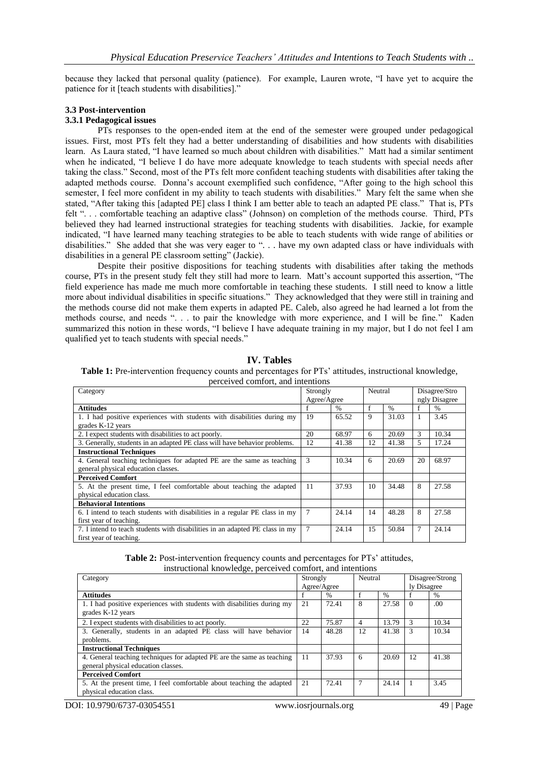because they lacked that personal quality (patience). For example, Lauren wrote, "I have yet to acquire the patience for it [teach students with disabilities]."

### 3.3 Post-intervention

#### 3.3.1 Pedagogical issues

PTs responses to the open-ended item at the end of the semester were grouped under pedagogical issues. First, most PTs felt they had a better understanding of disabilities and how students with disabilities learn. As Laura stated, "I have learned so much about children with disabilities." Matt had a similar sentiment when he indicated, "I believe I do have more adequate knowledge to teach students with special needs after taking the class." Second, most of the PTs felt more confident teaching students with disabilities after taking the adapted methods course. Donna's account exemplified such confidence, "After going to the high school this semester, I feel more confident in my ability to teach students with disabilities." Mary felt the same when she stated, "After taking this [adapted PE] class I think I am better able to teach an adapted PE class." That is, PTs felt ". . . comfortable teaching an adaptive class" (Johnson) on completion of the methods course. Third, PTs believed they had learned instructional strategies for teaching students with disabilities. Jackie, for example indicated, "I have learned many teaching strategies to be able to teach students with wide range of abilities or disabilities." She added that she was very eager to ". . . have my own adapted class or have individuals with disabilities in a general PE classroom setting" (Jackie).

Despite their positive dispositions for teaching students with disabilities after taking the methods course, PTs in the present study felt they still had more to learn. Matt's account supported this assertion, "The field experience has made me much more comfortable in teaching these students. I still need to know a little more about individual disabilities in specific situations." They acknowledged that they were still in training and the methods course did not make them experts in adapted PE. Caleb, also agreed he had learned a lot from the methods course, and needs ". . . to pair the knowledge with more experience, and I will be fine." Kaden summarized this notion in these words, "I believe I have adequate training in my major, but I do not feel I am qualified yet to teach students with special needs."

## IV. Tables

**Table 1:** Pre-intervention frequency counts and percentages for PTs' attitudes, instructional knowledge, perceived comfort, and intentions

| Category | Strongly Agree/Agree | | Neutral | | Disagree/Strongly Disagree | |
|---|---|---|---|---|---|---|
| **Attitudes** | f | % | f | % | f | % |
| 1. I had positive experiences with students with disabilities during my grades K-12 years | 19 | 65.52 | 9 | 31.03 | 1 | 3.45 |
| 2. I expect students with disabilities to act poorly. | 20 | 68.97 | 6 | 20.69 | 3 | 10.34 |
| 3. Generally, students in an adapted PE class will have behavior problems. | 12 | 41.38 | 12 | 41.38 | 5 | 17.24 |
| **Instructional Techniques** | | | | | | |
| 4. General teaching techniques for adapted PE are the same as teaching general physical education classes. | 3 | 10.34 | 6 | 20.69 | 20 | 68.97 |
| **Perceived Comfort** | | | | | | |
| 5. At the present time, I feel comfortable about teaching the adapted physical education class. | 11 | 37.93 | 10 | 34.48 | 8 | 27.58 |
| **Behavioral Intentions** | | | | | | |
| 6. I intend to teach students with disabilities in a regular PE class in my first year of teaching. | 7 | 24.14 | 14 | 48.28 | 8 | 27.58 |
| 7. I intend to teach students with disabilities in an adapted PE class in my first year of teaching. | 7 | 24.14 | 15 | 50.84 | 7 | 24.14 |

**Table 2:** Post-intervention frequency counts and percentages for PTs' attitudes, instructional knowledge, perceived comfort, and intentions

| Category | Strongly Agree/Agree | | Neutral | | Disagree/Strongly Disagree | |
|---|---|---|---|---|---|---|
| **Attitudes** | f | % | f | % | f | % |
| 1. I had positive experiences with students with disabilities during my grades K-12 years | 21 | 72.41 | 8 | 27.58 | 0 | .00 |
| 2. I expect students with disabilities to act poorly. | 22 | 75.87 | 4 | 13.79 | 3 | 10.34 |
| 3. Generally, students in an adapted PE class will have behavior problems. | 14 | 48.28 | 12 | 41.38 | 3 | 10.34 |
| **Instructional Techniques** | | | | | | |
| 4. General teaching techniques for adapted PE are the same as teaching general physical education classes. | 11 | 37.93 | 6 | 20.69 | 12 | 41.38 |
| **Perceived Comfort** | | | | | | |
| 5. At the present time, I feel comfortable about teaching the adapted physical education class. | 21 | 72.41 | 7 | 24.14 | 1 | 3.45 |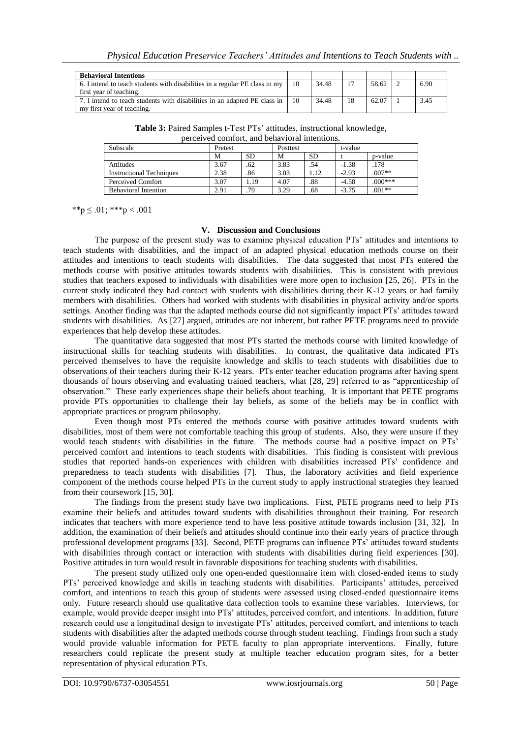| Behavioral Intentions | | | | | | |
|---|---|---|---|---|---|---|
| 6. I intend to teach students with disabilities in a regular PE class in my first year of teaching. | 10 | 34.48 | 17 | 58.62 | 2 | 6.90 |
| 7. I intend to teach students with disabilities in an adapted PE class in my first year of teaching. | 10 | 34.48 | 18 | 62.07 | 1 | 3.45 |

**Table 3:** Paired Samples t-Test PTs' attitudes, instructional knowledge, perceived comfort, and behavioral intentions.

| Subscale | Pretest | | Posttest | | t-value | |
|---|---|---|---|---|---|---|
| | M | SD | M | SD | t | p-value |
| Attitudes | 3.67 | .62 | 3.83 | .54 | -1.38 | .178 |
| Instructional Techniques | 2.38 | .86 | 3.03 | 1.12 | -2.93 | .007** |
| Perceived Comfort | 3.07 | 1.19 | 4.07 | .88 | -4.58 | .000*** |
| Behavioral Intention | 2.91 | .79 | 3.29 | .68 | -3.75 | .001** |

$^{**}p \leq .01$; $^{***}p < .001$

## V. Discussion and Conclusions

The purpose of the present study was to examine physical education PTs' attitudes and intentions to teach students with disabilities, and the impact of an adapted physical education methods course on their attitudes and intentions to teach students with disabilities. The data suggested that most PTs entered the methods course with positive attitudes towards students with disabilities. This is consistent with previous studies that teachers exposed to individuals with disabilities were more open to inclusion [25, 26]. PTs in the current study indicated they had contact with students with disabilities during their K-12 years or had family members with disabilities. Others had worked with students with disabilities in physical activity and/or sports settings. Another finding was that the adapted methods course did not significantly impact PTs' attitudes toward students with disabilities. As [27] argued, attitudes are not inherent, but rather PETE programs need to provide experiences that help develop these attitudes.

The quantitative data suggested that most PTs started the methods course with limited knowledge of instructional skills for teaching students with disabilities. In contrast, the qualitative data indicated PTs perceived themselves to have the requisite knowledge and skills to teach students with disabilities due to observations of their teachers during their K-12 years. PTs enter teacher education programs after having spent thousands of hours observing and evaluating trained teachers, what [28, 29] referred to as "apprenticeship of observation." These early experiences shape their beliefs about teaching. It is important that PETE programs provide PTs opportunities to challenge their lay beliefs, as some of the beliefs may be in conflict with appropriate practices or program philosophy.

Even though most PTs entered the methods course with positive attitudes toward students with disabilities, most of them were not comfortable teaching this group of students. Also, they were unsure if they would teach students with disabilities in the future. The methods course had a positive impact on PTs' perceived comfort and intentions to teach students with disabilities. This finding is consistent with previous studies that reported hands-on experiences with children with disabilities increased PTs' confidence and preparedness to teach students with disabilities [7]. Thus, the laboratory activities and field experience component of the methods course helped PTs in the current study to apply instructional strategies they learned from their coursework [15, 30].

The findings from the present study have two implications. First, PETE programs need to help PTs examine their beliefs and attitudes toward students with disabilities throughout their training. For research indicates that teachers with more experience tend to have less positive attitude towards inclusion [31, 32]. In addition, the examination of their beliefs and attitudes should continue into their early years of practice through professional development programs [33]. Second, PETE programs can influence PTs' attitudes toward students with disabilities through contact or interaction with students with disabilities during field experiences [30]. Positive attitudes in turn would result in favorable dispositions for teaching students with disabilities.

The present study utilized only one open-ended questionnaire item with closed-ended items to study PTs' perceived knowledge and skills in teaching students with disabilities. Participants' attitudes, perceived comfort, and intentions to teach this group of students were assessed using closed-ended questionnaire items only. Future research should use qualitative data collection tools to examine these variables. Interviews, for example, would provide deeper insight into PTs' attitudes, perceived comfort, and intentions. In addition, future research could use a longitudinal design to investigate PTs' attitudes, perceived comfort, and intentions to teach students with disabilities after the adapted methods course through student teaching. Findings from such a study would provide valuable information for PETE faculty to plan appropriate interventions. Finally, future researchers could replicate the present study at multiple teacher education program sites, for a better representation of physical education PTs.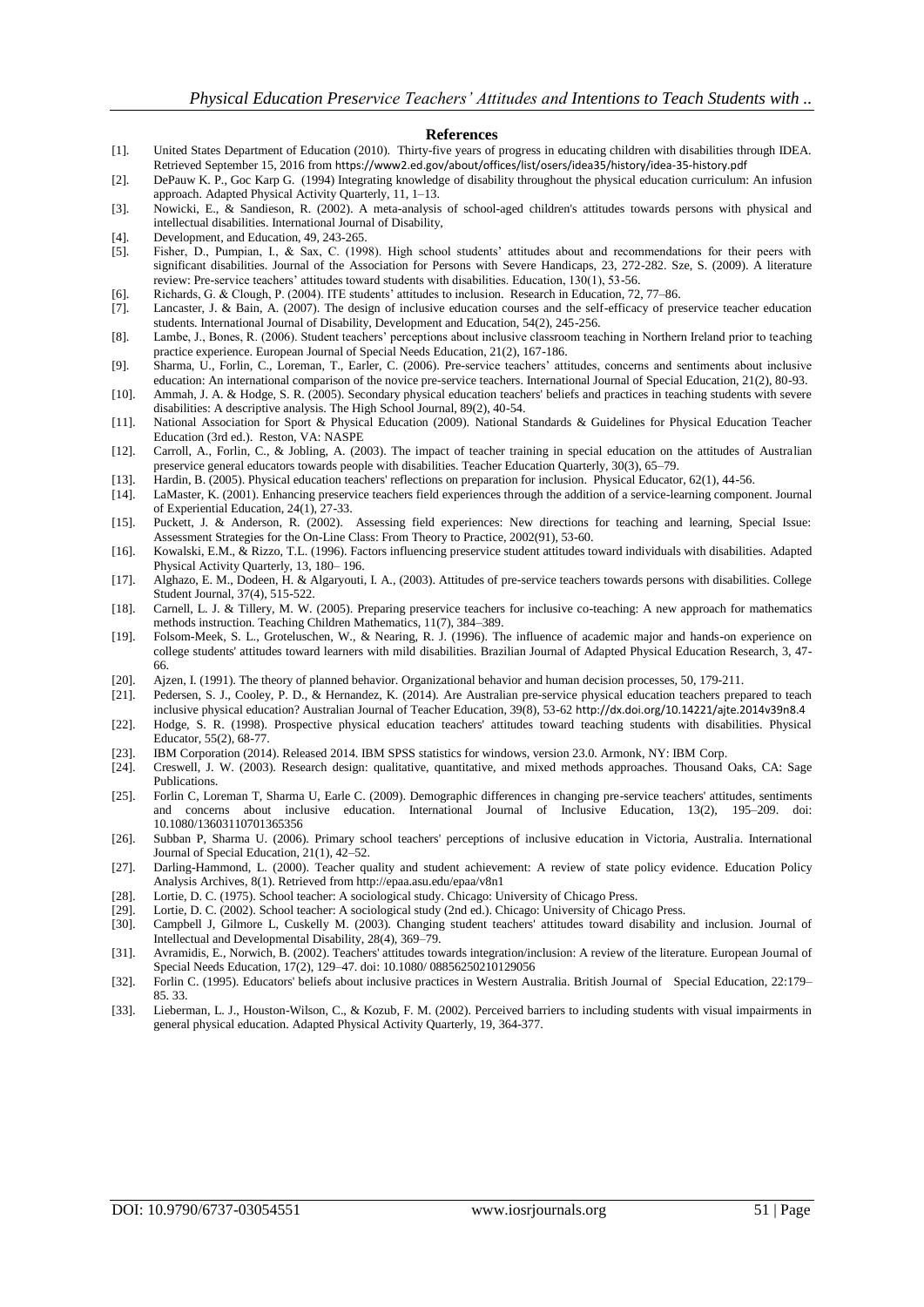# References

[1]. United States Department of Education (2010). Thirty-five years of progress in educating children with disabilities through IDEA. Retrieved September 15, 2016 from https://www2.ed.gov/about/offices/list/osers/idea35/history/idea-35-history.pdf

[2]. DePauw K. P., Goc Karp G. (1994) Integrating knowledge of disability throughout the physical education curriculum: An infusion approach. Adapted Physical Activity Quarterly, 11, 1–13.

[3]. Nowicki, E., & Sandieson, R. (2002). A meta-analysis of school-aged children's attitudes towards persons with physical and intellectual disabilities. International Journal of Disability,

[4]. Development, and Education, 49, 243-265.

[5]. Fisher, D., Pumpian, I., & Sax, C. (1998). High school students' attitudes about and recommendations for their peers with significant disabilities. Journal of the Association for Persons with Severe Handicaps, 23, 272-282. Sze, S. (2009). A literature review: Pre-service teachers' attitudes toward students with disabilities. Education, 130(1), 53-56.

[6]. Richards, G. & Clough, P. (2004). ITE students' attitudes to inclusion. Research in Education, 72, 77–86.

[7]. Lancaster, J. & Bain, A. (2007). The design of inclusive education courses and the self-efficacy of preservice teacher education students. International Journal of Disability, Development and Education, 54(2), 245-256.

[8]. Lambe, J., Bones, R. (2006). Student teachers' perceptions about inclusive classroom teaching in Northern Ireland prior to teaching practice experience. European Journal of Special Needs Education, 21(2), 167-186.

[9]. Sharma, U., Forlin, C., Loreman, T., Earler, C. (2006). Pre-service teachers' attitudes, concerns and sentiments about inclusive education: An international comparison of the novice pre-service teachers. International Journal of Special Education, 21(2), 80-93.

[10]. Ammah, J. A. & Hodge, S. R. (2005). Secondary physical education teachers' beliefs and practices in teaching students with severe disabilities: A descriptive analysis. The High School Journal, 89(2), 40-54.

[11]. National Association for Sport & Physical Education (2009). National Standards & Guidelines for Physical Education Teacher Education (3rd ed.). Reston, VA: NASPE

[12]. Carroll, A., Forlin, C., & Jobling, A. (2003). The impact of teacher training in special education on the attitudes of Australian preservice general educators towards people with disabilities. Teacher Education Quarterly, 30(3), 65–79.

[13]. Hardin, B. (2005). Physical education teachers' reflections on preparation for inclusion. Physical Educator, 62(1), 44-56.

[14]. LaMaster, K. (2001). Enhancing preservice teachers field experiences through the addition of a service-learning component. Journal of Experiential Education, 24(1), 27-33.

[15]. Puckett, J. & Anderson, R. (2002). Assessing field experiences: New directions for teaching and learning, Special Issue: Assessment Strategies for the On-Line Class: From Theory to Practice, 2002(91), 53-60.

[16]. Kowalski, E.M., & Rizzo, T.L. (1996). Factors influencing preservice student attitudes toward individuals with disabilities. Adapted Physical Activity Quarterly, 13, 180– 196.

[17]. Alghazo, E. M., Dodeen, H. & Algaryouti, I. A., (2003). Attitudes of pre-service teachers towards persons with disabilities. College Student Journal, 37(4), 515-522.

[18]. Carnell, L. J. & Tillery, M. W. (2005). Preparing preservice teachers for inclusive co-teaching: A new approach for mathematics methods instruction. Teaching Children Mathematics, 11(7), 384–389.

[19]. Folsom-Meek, S. L., Groteluschen, W., & Nearing, R. J. (1996). The influence of academic major and hands-on experience on college students' attitudes toward learners with mild disabilities. Brazilian Journal of Adapted Physical Education Research, 3, 47-66.

[20]. Ajzen, I. (1991). The theory of planned behavior. Organizational behavior and human decision processes, 50, 179-211.

[21]. Pedersen, S. J., Cooley, P. D., & Hernandez, K. (2014). Are Australian pre-service physical education teachers prepared to teach inclusive physical education? Australian Journal of Teacher Education, 39(8), 53-62 http://dx.doi.org/10.14221/ajte.2014v39n8.4

[22]. Hodge, S. R. (1998). Prospective physical education teachers' attitudes toward teaching students with disabilities. Physical Educator, 55(2), 68-77.

[23]. IBM Corporation (2014). Released 2014. IBM SPSS statistics for windows, version 23.0. Armonk, NY: IBM Corp.

[24]. Creswell, J. W. (2003). Research design: qualitative, quantitative, and mixed methods approaches. Thousand Oaks, CA: Sage Publications.

[25]. Forlin C, Loreman T, Sharma U, Earle C. (2009). Demographic differences in changing pre-service teachers' attitudes, sentiments and concerns about inclusive education. International Journal of Inclusive Education, 13(2), 195–209. doi: 10.1080/13603110701365356

[26]. Subban P, Sharma U. (2006). Primary school teachers' perceptions of inclusive education in Victoria, Australia. International Journal of Special Education, 21(1), 42–52.

[27]. Darling-Hammond, L. (2000). Teacher quality and student achievement: A review of state policy evidence. Education Policy Analysis Archives, 8(1). Retrieved from http://epaa.asu.edu/epaa/v8n1

[28]. Lortie, D. C. (1975). School teacher: A sociological study. Chicago: University of Chicago Press.

[29]. Lortie, D. C. (2002). School teacher: A sociological study (2nd ed.). Chicago: University of Chicago Press.

[30]. Campbell J, Gilmore L, Cuskelly M. (2003). Changing student teachers' attitudes toward disability and inclusion. Journal of Intellectual and Developmental Disability, 28(4), 369–79.

[31]. Avramidis, E., Norwich, B. (2002). Teachers' attitudes towards integration/inclusion: A review of the literature. European Journal of Special Needs Education, 17(2), 129–47. doi: 10.1080/ 08856250210129056

[32]. Forlin C. (1995). Educators' beliefs about inclusive practices in Western Australia. British Journal of Special Education, 22:179–85. 33.

[33]. Lieberman, L. J., Houston-Wilson, C., & Kozub, F. M. (2002). Perceived barriers to including students with visual impairments in general physical education. Adapted Physical Activity Quarterly, 19, 364-377.